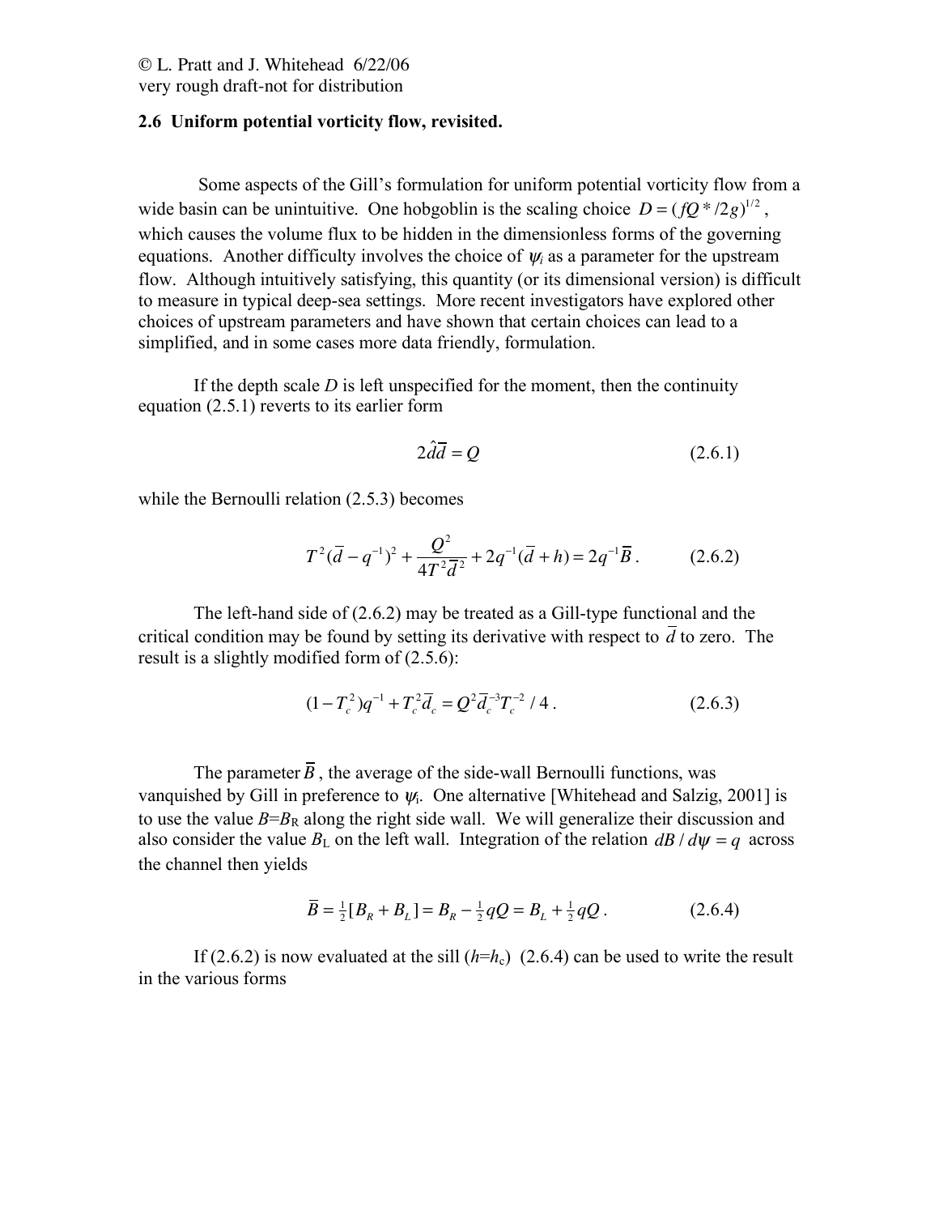© L. Pratt and J. Whitehead 6/22/06
very rough draft-not for distribution

**2.6 Uniform potential vorticity flow, revisited.**

Some aspects of the Gill's formulation for uniform potential vorticity flow from a wide basin can be unintuitive. One hobgoblin is the scaling choice $D = (fQ^*/2g)^{1/2}$, which causes the volume flux to be hidden in the dimensionless forms of the governing equations. Another difficulty involves the choice of $\psi_i$ as a parameter for the upstream flow. Although intuitively satisfying, this quantity (or its dimensional version) is difficult to measure in typical deep-sea settings. More recent investigators have explored other choices of upstream parameters and have shown that certain choices can lead to a simplified, and in some cases more data friendly, formulation.

If the depth scale $D$ is left unspecified for the moment, then the continuity equation (2.5.1) reverts to its earlier form

$$2\hat{d}\overline{d} = Q \tag{2.6.1}$$

while the Bernoulli relation (2.5.3) becomes

$$T^2(\overline{d} - q^{-1})^2 + \frac{Q^2}{4T^2\overline{d}^2} + 2q^{-1}(\overline{d} + h) = 2q^{-1}\overline{B}\,. \tag{2.6.2}$$

The left-hand side of (2.6.2) may be treated as a Gill-type functional and the critical condition may be found by setting its derivative with respect to $\overline{d}$ to zero. The result is a slightly modified form of (2.5.6):

$$(1 - T_c^2)q^{-1} + T_c^2\overline{d}_c = Q^2\overline{d}_c^{-3}T_c^{-2}/4\,. \tag{2.6.3}$$

The parameter $\overline{B}$, the average of the side-wall Bernoulli functions, was vanquished by Gill in preference to $\psi_i$. One alternative [Whitehead and Salzig, 2001] is to use the value $B=B_R$ along the right side wall. We will generalize their discussion and also consider the value $B_L$ on the left wall. Integration of the relation $dB/d\psi = q$ across the channel then yields

$$\overline{B} = \tfrac{1}{2}[B_R + B_L] = B_R - \tfrac{1}{2}qQ = B_L + \tfrac{1}{2}qQ\,. \tag{2.6.4}$$

If (2.6.2) is now evaluated at the sill ($h=h_c$) (2.6.4) can be used to write the result in the various forms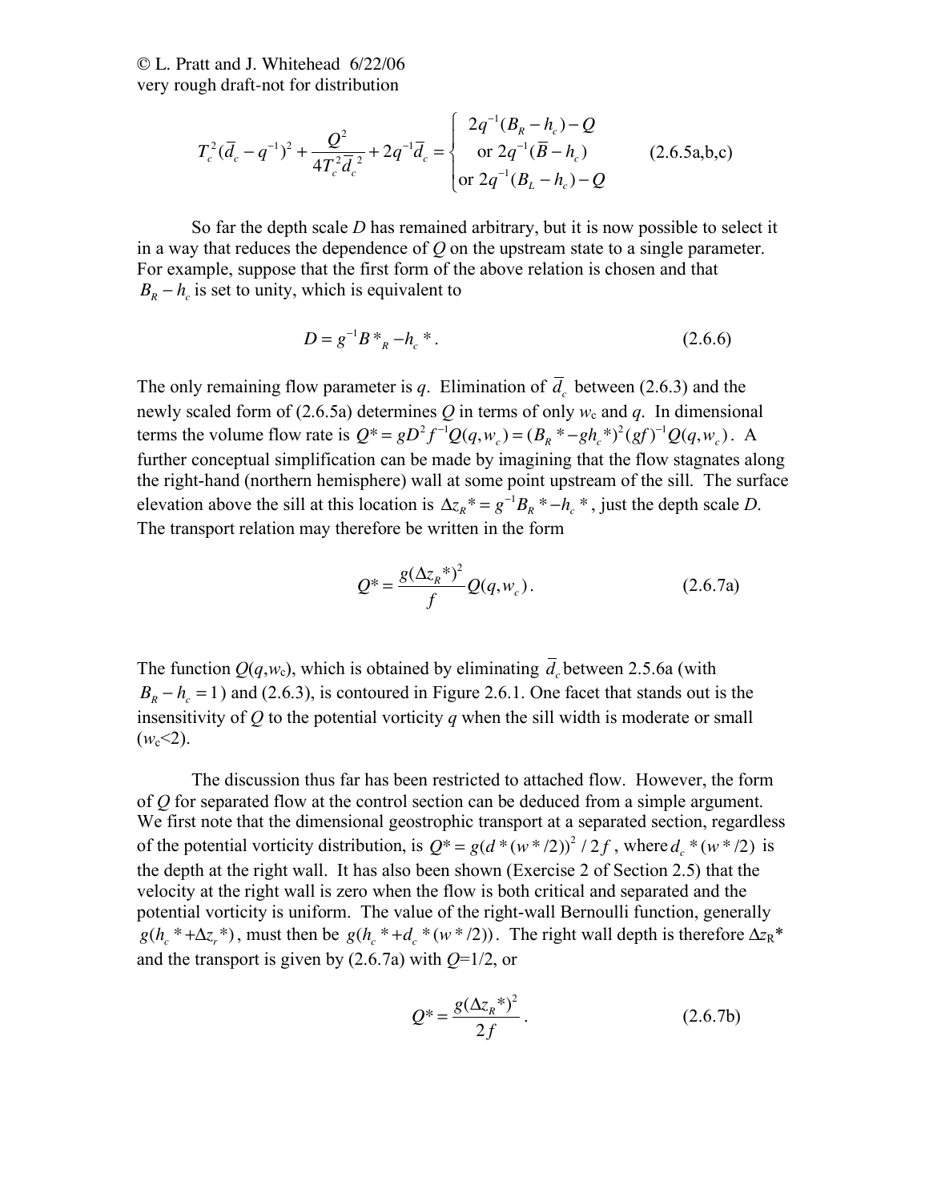$$T_c^2(\bar{d}_c - q^{-1})^2 + \frac{Q^2}{4T_c^2\bar{d}_c^{\,2}} + 2q^{-1}\bar{d}_c = \begin{cases} 2q^{-1}(B_R - h_c) - Q \\ \text{or } 2q^{-1}(\bar{B} - h_c) \\ \text{or } 2q^{-1}(B_L - h_c) - Q \end{cases} \qquad (2.6.5\text{a,b,c})$$

So far the depth scale $D$ has remained arbitrary, but it is now possible to select it in a way that reduces the dependence of $Q$ on the upstream state to a single parameter. For example, suppose that the first form of the above relation is chosen and that $B_R - h_c$ is set to unity, which is equivalent to

$$D = g^{-1}B*_R - h_c*. \qquad (2.6.6)$$

The only remaining flow parameter is $q$. Elimination of $\bar{d}_c$ between (2.6.3) and the newly scaled form of (2.6.5a) determines $Q$ in terms of only $w_c$ and $q$. In dimensional terms the volume flow rate is $Q* = gD^2 f^{-1} Q(q, w_c) = (B_R * - gh_c*)^2 (gf)^{-1} Q(q, w_c)$. A further conceptual simplification can be made by imagining that the flow stagnates along the right-hand (northern hemisphere) wall at some point upstream of the sill. The surface elevation above the sill at this location is $\Delta z_R* = g^{-1}B_R* - h_c*$, just the depth scale $D$. The transport relation may therefore be written in the form

$$Q* = \frac{g(\Delta z_R*)^2}{f} Q(q, w_c). \qquad (2.6.7\text{a})$$

The function $Q(q,w_c)$, which is obtained by eliminating $\bar{d}_c$ between 2.5.6a (with $B_R - h_c = 1$) and (2.6.3), is contoured in Figure 2.6.1. One facet that stands out is the insensitivity of $Q$ to the potential vorticity $q$ when the sill width is moderate or small ($w_c$<2).

The discussion thus far has been restricted to attached flow. However, the form of $Q$ for separated flow at the control section can be deduced from a simple argument. We first note that the dimensional geostrophic transport at a separated section, regardless of the potential vorticity distribution, is $Q* = g(d*(w*/2))^2/2f$, where $d_c*(w*/2)$ is the depth at the right wall. It has also been shown (Exercise 2 of Section 2.5) that the velocity at the right wall is zero when the flow is both critical and separated and the potential vorticity is uniform. The value of the right-wall Bernoulli function, generally $g(h_c* + \Delta z_r*)$, must then be $g(h_c* + d_c*(w*/2))$. The right wall depth is therefore $\Delta z_R*$ and the transport is given by (2.6.7a) with $Q$=1/2, or

$$Q* = \frac{g(\Delta z_R*)^2}{2f}. \qquad (2.6.7\text{b})$$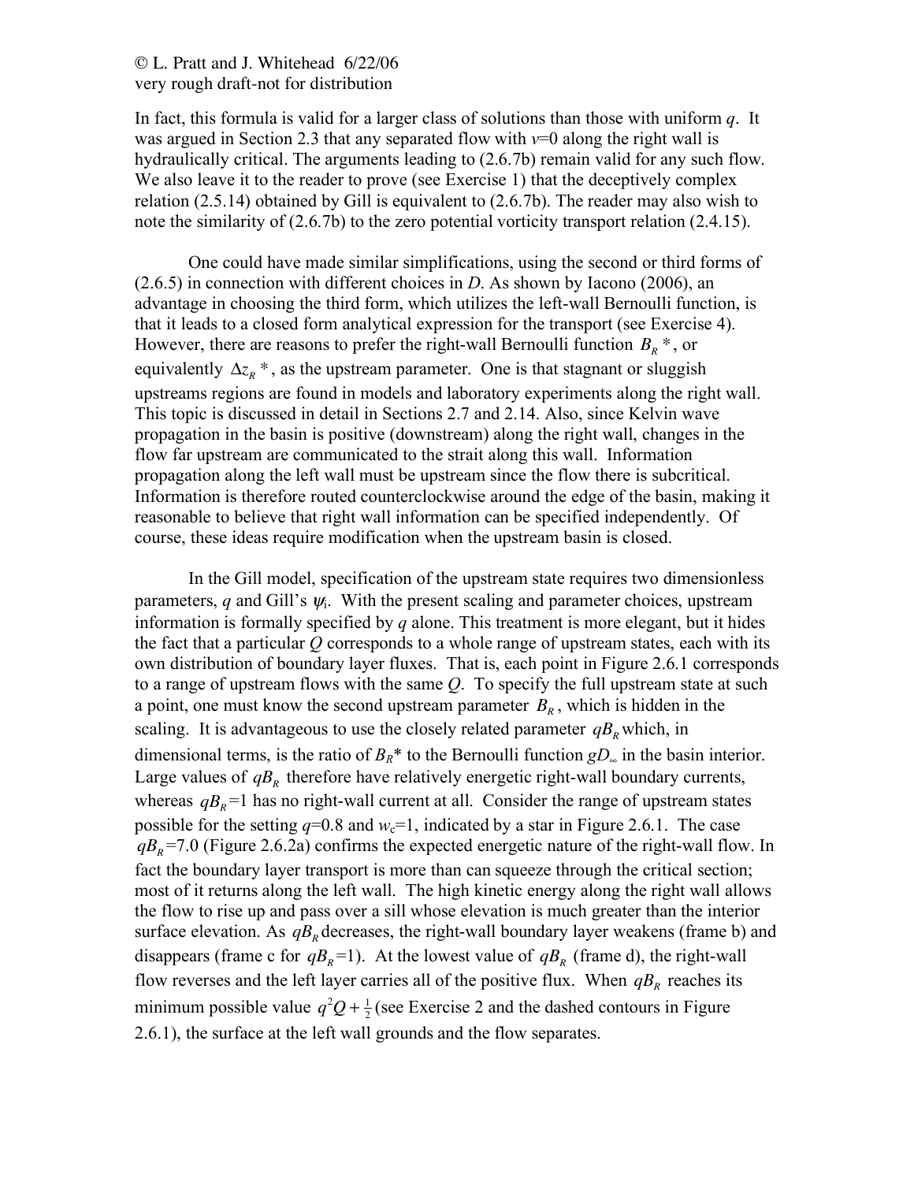In fact, this formula is valid for a larger class of solutions than those with uniform $q$. It was argued in Section 2.3 that any separated flow with $v$=0 along the right wall is hydraulically critical. The arguments leading to (2.6.7b) remain valid for any such flow. We also leave it to the reader to prove (see Exercise 1) that the deceptively complex relation (2.5.14) obtained by Gill is equivalent to (2.6.7b). The reader may also wish to note the similarity of (2.6.7b) to the zero potential vorticity transport relation (2.4.15).

One could have made similar simplifications, using the second or third forms of (2.6.5) in connection with different choices in $D$. As shown by Iacono (2006), an advantage in choosing the third form, which utilizes the left-wall Bernoulli function, is that it leads to a closed form analytical expression for the transport (see Exercise 4). However, there are reasons to prefer the right-wall Bernoulli function $B_R$*, or equivalently $\Delta z_R$*, as the upstream parameter. One is that stagnant or sluggish upstreams regions are found in models and laboratory experiments along the right wall. This topic is discussed in detail in Sections 2.7 and 2.14. Also, since Kelvin wave propagation in the basin is positive (downstream) along the right wall, changes in the flow far upstream are communicated to the strait along this wall. Information propagation along the left wall must be upstream since the flow there is subcritical. Information is therefore routed counterclockwise around the edge of the basin, making it reasonable to believe that right wall information can be specified independently. Of course, these ideas require modification when the upstream basin is closed.

In the Gill model, specification of the upstream state requires two dimensionless parameters, $q$ and Gill's $\psi_i$. With the present scaling and parameter choices, upstream information is formally specified by $q$ alone. This treatment is more elegant, but it hides the fact that a particular $Q$ corresponds to a whole range of upstream states, each with its own distribution of boundary layer fluxes. That is, each point in Figure 2.6.1 corresponds to a range of upstream flows with the same $Q$. To specify the full upstream state at such a point, one must know the second upstream parameter $B_R$, which is hidden in the scaling. It is advantageous to use the closely related parameter $qB_R$ which, in dimensional terms, is the ratio of $B_R$* to the Bernoulli function $gD_\infty$ in the basin interior. Large values of $qB_R$ therefore have relatively energetic right-wall boundary currents, whereas $qB_R$=1 has no right-wall current at all. Consider the range of upstream states possible for the setting $q$=0.8 and $w_c$=1, indicated by a star in Figure 2.6.1. The case $qB_R$=7.0 (Figure 2.6.2a) confirms the expected energetic nature of the right-wall flow. In fact the boundary layer transport is more than can squeeze through the critical section; most of it returns along the left wall. The high kinetic energy along the right wall allows the flow to rise up and pass over a sill whose elevation is much greater than the interior surface elevation. As $qB_R$ decreases, the right-wall boundary layer weakens (frame b) and disappears (frame c for $qB_R$=1). At the lowest value of $qB_R$ (frame d), the right-wall flow reverses and the left layer carries all of the positive flux. When $qB_R$ reaches its minimum possible value $q^2Q+\frac{1}{2}$ (see Exercise 2 and the dashed contours in Figure 2.6.1), the surface at the left wall grounds and the flow separates.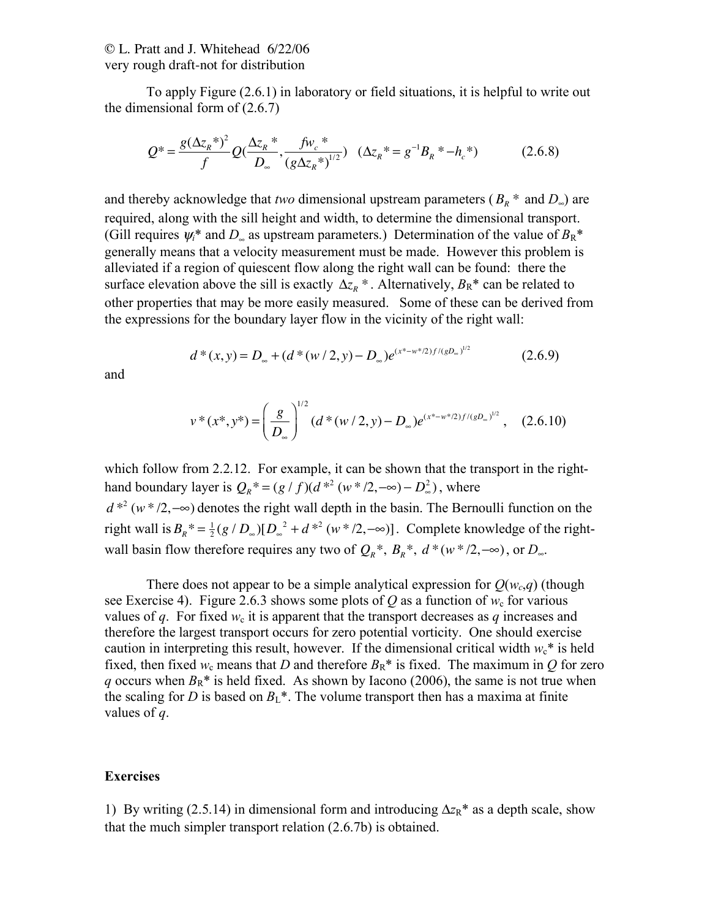To apply Figure (2.6.1) in laboratory or field situations, it is helpful to write out the dimensional form of (2.6.7)

$$Q^* = \frac{g(\Delta z_R^*)^2}{f} Q\left(\frac{\Delta z_R^*}{D_\infty}, \frac{f w_c^*}{(g\Delta z_R^*)^{1/2}}\right) \quad (\Delta z_R^* = g^{-1}B_R^* - h_c^*) \qquad (2.6.8)$$

and thereby acknowledge that *two* dimensional upstream parameters ($B_R^*$ and $D_\infty$) are required, along with the sill height and width, to determine the dimensional transport. (Gill requires $\psi_i^*$ and $D_\infty$ as upstream parameters.) Determination of the value of $B_R^*$ generally means that a velocity measurement must be made. However this problem is alleviated if a region of quiescent flow along the right wall can be found: there the surface elevation above the sill is exactly $\Delta z_R^*$. Alternatively, $B_R^*$ can be related to other properties that may be more easily measured. Some of these can be derived from the expressions for the boundary layer flow in the vicinity of the right wall:

$$d^*(x,y) = D_\infty + (d^*(w/2,y) - D_\infty)e^{(x^* - w^*/2)f/(gD_\infty)^{1/2}} \qquad (2.6.9)$$

and

$$v^*(x^*,y^*) = \left(\frac{g}{D_\infty}\right)^{1/2}(d^*(w/2,y) - D_\infty)e^{(x^* - w^*/2)f/(gD_\infty)^{1/2}}, \qquad (2.6.10)$$

which follow from 2.2.12. For example, it can be shown that the transport in the right-hand boundary layer is $Q_R^* = (g/f)(d^{*2}(w^*/2,-\infty) - D_\infty^2)$, where $d^{*2}(w^*/2,-\infty)$ denotes the right wall depth in the basin. The Bernoulli function on the right wall is $B_R^* = \frac{1}{2}(g/D_\infty)[D_\infty^{\,2} + d^{*2}(w^*/2,-\infty)]$. Complete knowledge of the right-wall basin flow therefore requires any two of $Q_R^*$, $B_R^*$, $d^*(w^*/2,-\infty)$, or $D_\infty$.

There does not appear to be a simple analytical expression for $Q(w_c,q)$ (though see Exercise 4). Figure 2.6.3 shows some plots of $Q$ as a function of $w_c$ for various values of $q$. For fixed $w_c$ it is apparent that the transport decreases as $q$ increases and therefore the largest transport occurs for zero potential vorticity. One should exercise caution in interpreting this result, however. If the dimensional critical width $w_c^*$ is held fixed, then fixed $w_c$ means that $D$ and therefore $B_R^*$ is fixed. The maximum in $Q$ for zero $q$ occurs when $B_R^*$ is held fixed. As shown by Iacono (2006), the same is not true when the scaling for $D$ is based on $B_L^*$. The volume transport then has a maxima at finite values of $q$.

## Exercises

1) By writing (2.5.14) in dimensional form and introducing $\Delta z_R^*$ as a depth scale, show that the much simpler transport relation (2.6.7b) is obtained.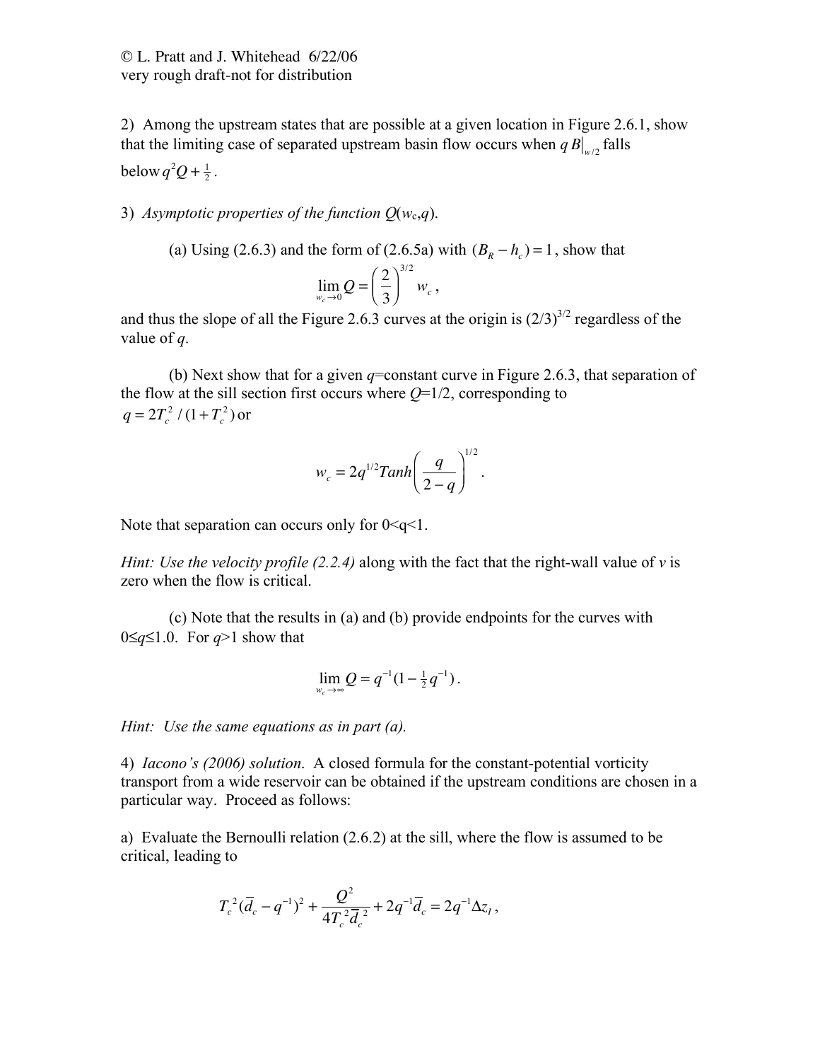2) Among the upstream states that are possible at a given location in Figure 2.6.1, show that the limiting case of separated upstream basin flow occurs when $qB|_{w/2}$ falls below $q^2Q + \frac{1}{2}$.

3) *Asymptotic properties of the function $Q(w_c,q)$.*

(a) Using (2.6.3) and the form of (2.6.5a) with $(B_R - h_c) = 1$, show that

$$\lim_{w_c \to 0} Q = \left(\frac{2}{3}\right)^{3/2} w_c \,,$$

and thus the slope of all the Figure 2.6.3 curves at the origin is $(2/3)^{3/2}$ regardless of the value of $q$.

(b) Next show that for a given $q$=constant curve in Figure 2.6.3, that separation of the flow at the sill section first occurs where $Q$=1/2, corresponding to $q = 2T_c^2/(1+T_c^2)$ or

$$w_c = 2q^{1/2} Tanh\left(\frac{q}{2-q}\right)^{1/2}.$$

Note that separation can occurs only for 0<q<1.

*Hint: Use the velocity profile (2.2.4) along with the fact that the right-wall value of v is zero when the flow is critical.*

(c) Note that the results in (a) and (b) provide endpoints for the curves with $0 \le q \le 1.0$. For $q>1$ show that

$$\lim_{w_c \to \infty} Q = q^{-1}(1 - \tfrac{1}{2}q^{-1}).$$

*Hint: Use the same equations as in part (a).*

4) *Iacono's (2006) solution.* A closed formula for the constant-potential vorticity transport from a wide reservoir can be obtained if the upstream conditions are chosen in a particular way. Proceed as follows:

a) Evaluate the Bernoulli relation (2.6.2) at the sill, where the flow is assumed to be critical, leading to

$$T_c^2(\bar{d}_c - q^{-1})^2 + \frac{Q^2}{4T_c^2\bar{d}_c^2} + 2q^{-1}\bar{d}_c = 2q^{-1}\Delta z_I \,,$$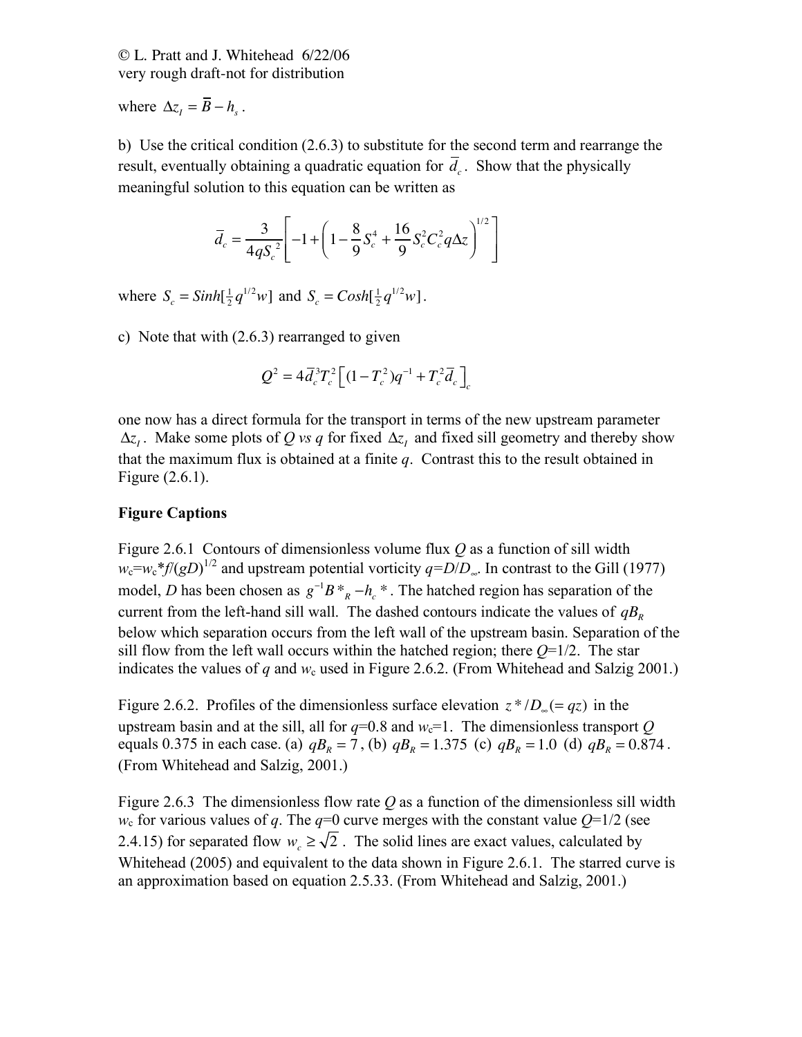where $\Delta z_I = \overline{B} - h_s$.

b) Use the critical condition (2.6.3) to substitute for the second term and rearrange the result, eventually obtaining a quadratic equation for $\overline{d}_c$. Show that the physically meaningful solution to this equation can be written as

$$\overline{d}_c = \frac{3}{4qS_c^{\,2}}\left[-1 + \left(1 - \frac{8}{9}S_c^4 + \frac{16}{9}S_c^2 C_c^2 q\Delta z\right)^{1/2}\right]$$

where $S_c = Sinh[\frac{1}{2}q^{1/2}w]$ and $S_c = Cosh[\frac{1}{2}q^{1/2}w]$.

c) Note that with (2.6.3) rearranged to given

$$Q^2 = 4\overline{d}_c^{\,3}T_c^2\left[(1-T_c^2)q^{-1} + T_c^2\overline{d}_c\right]_c$$

one now has a direct formula for the transport in terms of the new upstream parameter $\Delta z_I$. Make some plots of $Q$ *vs* $q$ for fixed $\Delta z_I$ and fixed sill geometry and thereby show that the maximum flux is obtained at a finite $q$. Contrast this to the result obtained in Figure (2.6.1).

**Figure Captions**

Figure 2.6.1 Contours of dimensionless volume flux $Q$ as a function of sill width $w_c = w_c{}^*f/(gD)^{1/2}$ and upstream potential vorticity $q=D/D_\infty$. In contrast to the Gill (1977) model, $D$ has been chosen as $g^{-1}B^*{}_R - h_c{}^*$. The hatched region has separation of the current from the left-hand sill wall. The dashed contours indicate the values of $qB_R$ below which separation occurs from the left wall of the upstream basin. Separation of the sill flow from the left wall occurs within the hatched region; there $Q$=1/2. The star indicates the values of $q$ and $w_c$ used in Figure 2.6.2. (From Whitehead and Salzig 2001.)

Figure 2.6.2. Profiles of the dimensionless surface elevation $z^*/D_\infty(=qz)$ in the upstream basin and at the sill, all for $q$=0.8 and $w_c$=1. The dimensionless transport $Q$ equals 0.375 in each case. (a) $qB_R = 7$, (b) $qB_R = 1.375$ (c) $qB_R = 1.0$ (d) $qB_R = 0.874$. (From Whitehead and Salzig, 2001.)

Figure 2.6.3 The dimensionless flow rate $Q$ as a function of the dimensionless sill width $w_c$ for various values of $q$. The $q$=0 curve merges with the constant value $Q$=1/2 (see 2.4.15) for separated flow $w_c \geq \sqrt{2}$. The solid lines are exact values, calculated by Whitehead (2005) and equivalent to the data shown in Figure 2.6.1. The starred curve is an approximation based on equation 2.5.33. (From Whitehead and Salzig, 2001.)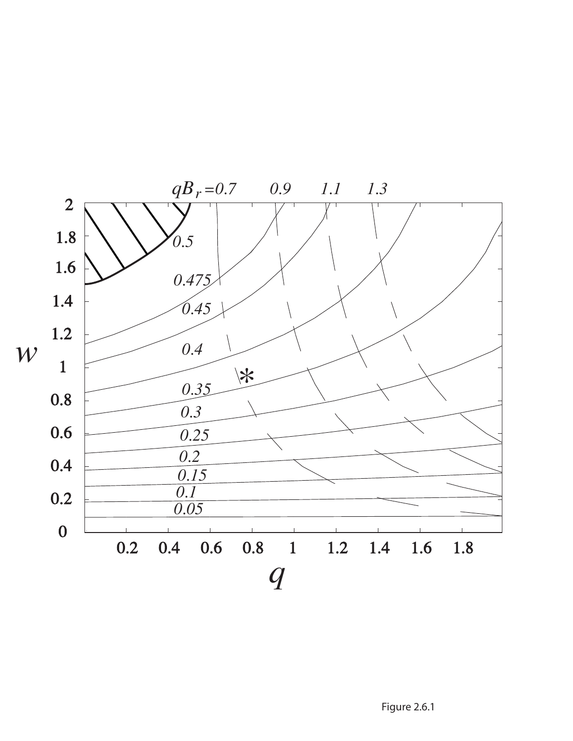Figure 2.6.1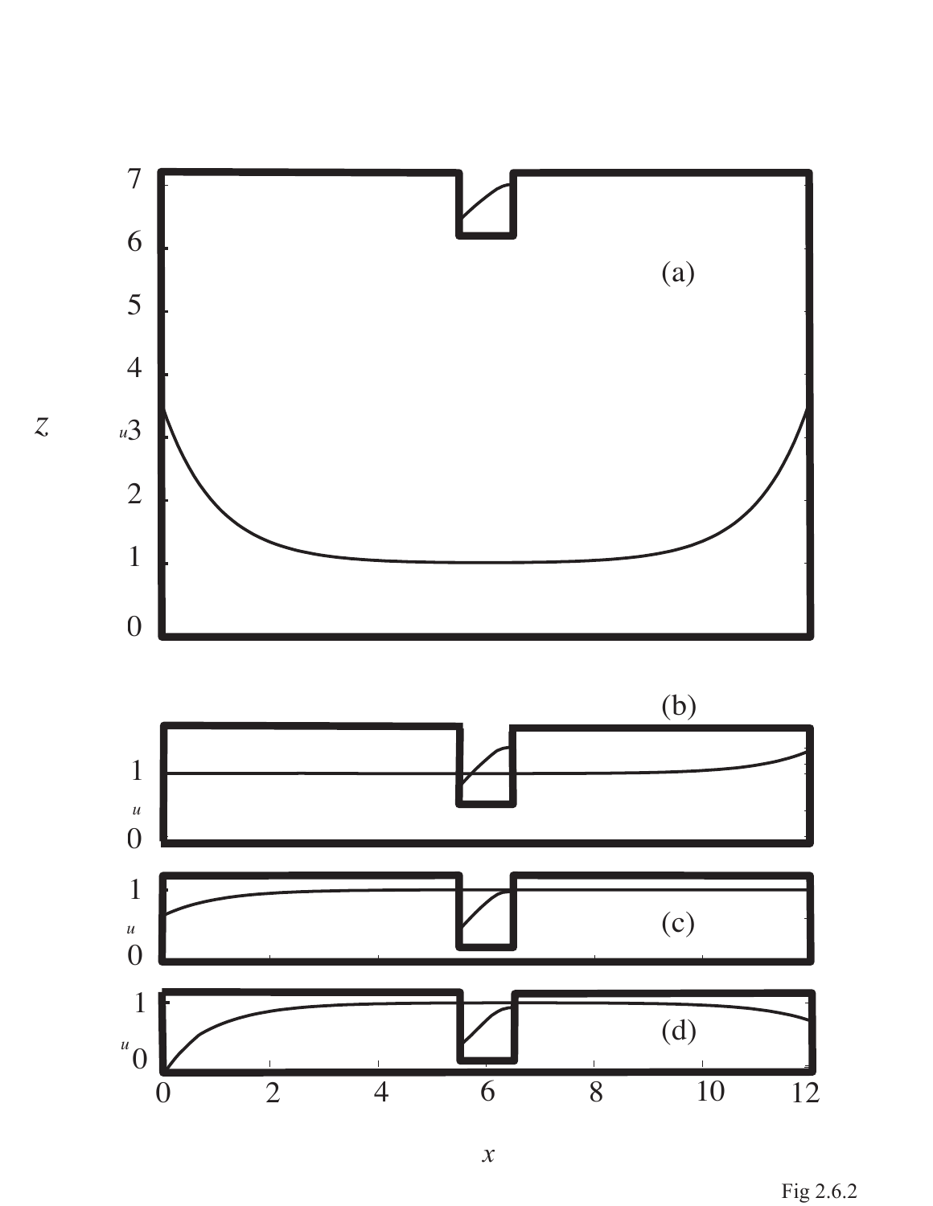Fig 2.6.2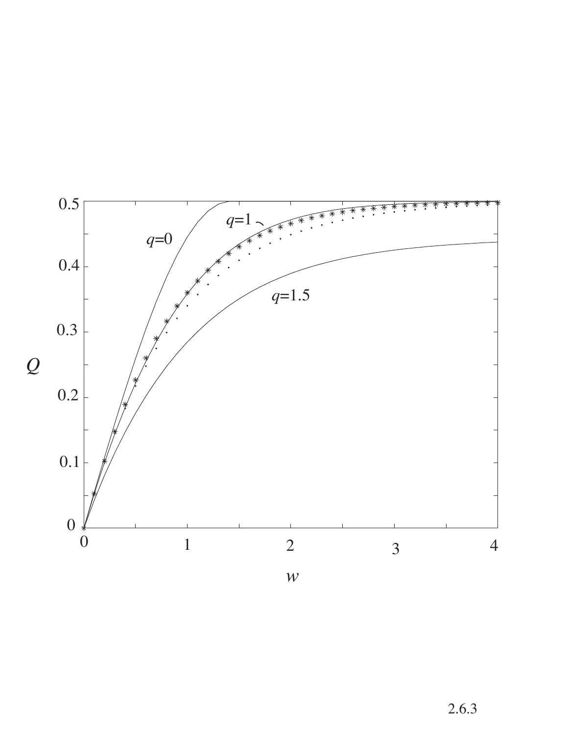0.5

0.4

0.3

0.2

0.1

0

$Q$

0

1

2

3

4

$w$

$q$=0

$q$=1

$q$=1.5

2.6.3